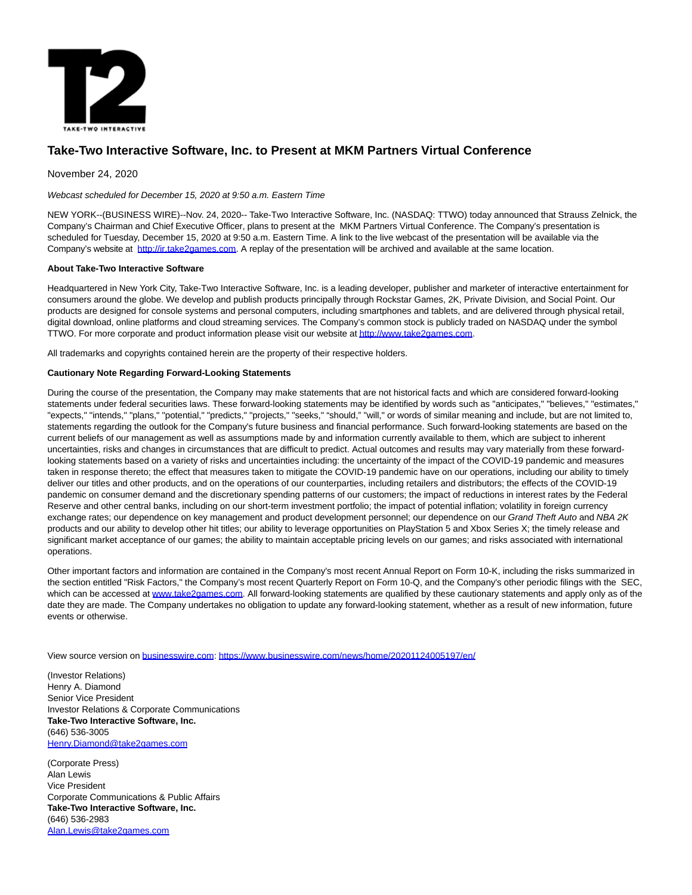# Take-Two Interactive Software, Inc. to Present at MKM Partners Virtual Conference

November 24, 2020

*Webcast scheduled for December 15, 2020 at 9:50 a.m. Eastern Time*

NEW YORK--(BUSINESS WIRE)--Nov. 24, 2020-- Take-Two Interactive Software, Inc. (NASDAQ: TTWO) today announced that Strauss Zelnick, the Company's Chairman and Chief Executive Officer, plans to present at the MKM Partners Virtual Conference. The Company's presentation is scheduled for Tuesday, December 15, 2020 at 9:50 a.m. Eastern Time. A link to the live webcast of the presentation will be available via the Company's website at http://ir.take2games.com. A replay of the presentation will be archived and available at the same location.

**About Take-Two Interactive Software**

Headquartered in New York City, Take-Two Interactive Software, Inc. is a leading developer, publisher and marketer of interactive entertainment for consumers around the globe. We develop and publish products principally through Rockstar Games, 2K, Private Division, and Social Point. Our products are designed for console systems and personal computers, including smartphones and tablets, and are delivered through physical retail, digital download, online platforms and cloud streaming services. The Company's common stock is publicly traded on NASDAQ under the symbol TTWO. For more corporate and product information please visit our website at http://www.take2games.com.

All trademarks and copyrights contained herein are the property of their respective holders.

**Cautionary Note Regarding Forward-Looking Statements**

During the course of the presentation, the Company may make statements that are not historical facts and which are considered forward-looking statements under federal securities laws. These forward-looking statements may be identified by words such as "anticipates," "believes," "estimates," "expects," "intends," "plans," "potential," "predicts," "projects," "seeks," "should," "will," or words of similar meaning and include, but are not limited to, statements regarding the outlook for the Company's future business and financial performance. Such forward-looking statements are based on the current beliefs of our management as well as assumptions made by and information currently available to them, which are subject to inherent uncertainties, risks and changes in circumstances that are difficult to predict. Actual outcomes and results may vary materially from these forward-looking statements based on a variety of risks and uncertainties including: the uncertainty of the impact of the COVID-19 pandemic and measures taken in response thereto; the effect that measures taken to mitigate the COVID-19 pandemic have on our operations, including our ability to timely deliver our titles and other products, and on the operations of our counterparties, including retailers and distributors; the effects of the COVID-19 pandemic on consumer demand and the discretionary spending patterns of our customers; the impact of reductions in interest rates by the Federal Reserve and other central banks, including on our short-term investment portfolio; the impact of potential inflation; volatility in foreign currency exchange rates; our dependence on key management and product development personnel; our dependence on our *Grand Theft Auto* and *NBA 2K* products and our ability to develop other hit titles; our ability to leverage opportunities on PlayStation 5 and Xbox Series X; the timely release and significant market acceptance of our games; the ability to maintain acceptable pricing levels on our games; and risks associated with international operations.

Other important factors and information are contained in the Company's most recent Annual Report on Form 10-K, including the risks summarized in the section entitled "Risk Factors," the Company's most recent Quarterly Report on Form 10-Q, and the Company's other periodic filings with the SEC, which can be accessed at www.take2games.com. All forward-looking statements are qualified by these cautionary statements and apply only as of the date they are made. The Company undertakes no obligation to update any forward-looking statement, whether as a result of new information, future events or otherwise.

View source version on businesswire.com: https://www.businesswire.com/news/home/20201124005197/en/

(Investor Relations)
Henry A. Diamond
Senior Vice President
Investor Relations & Corporate Communications
**Take-Two Interactive Software, Inc.**
(646) 536-3005
Henry.Diamond@take2games.com

(Corporate Press)
Alan Lewis
Vice President
Corporate Communications & Public Affairs
**Take-Two Interactive Software, Inc.**
(646) 536-2983
Alan.Lewis@take2games.com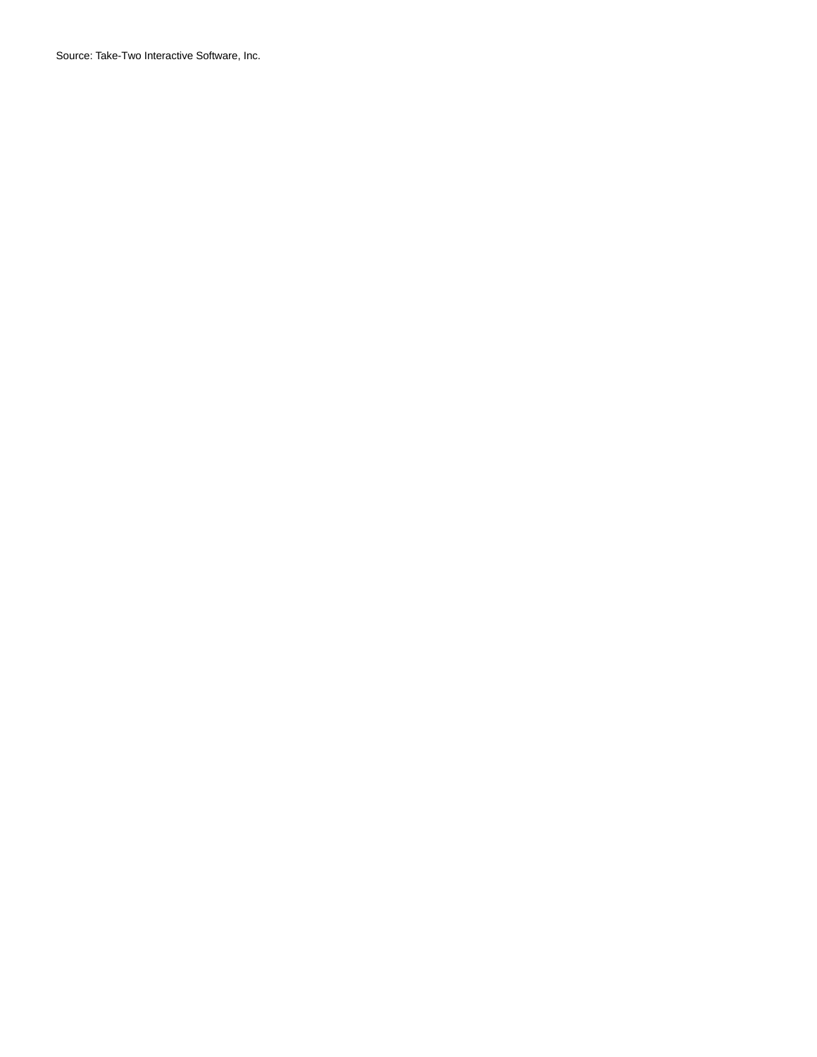Source: Take-Two Interactive Software, Inc.